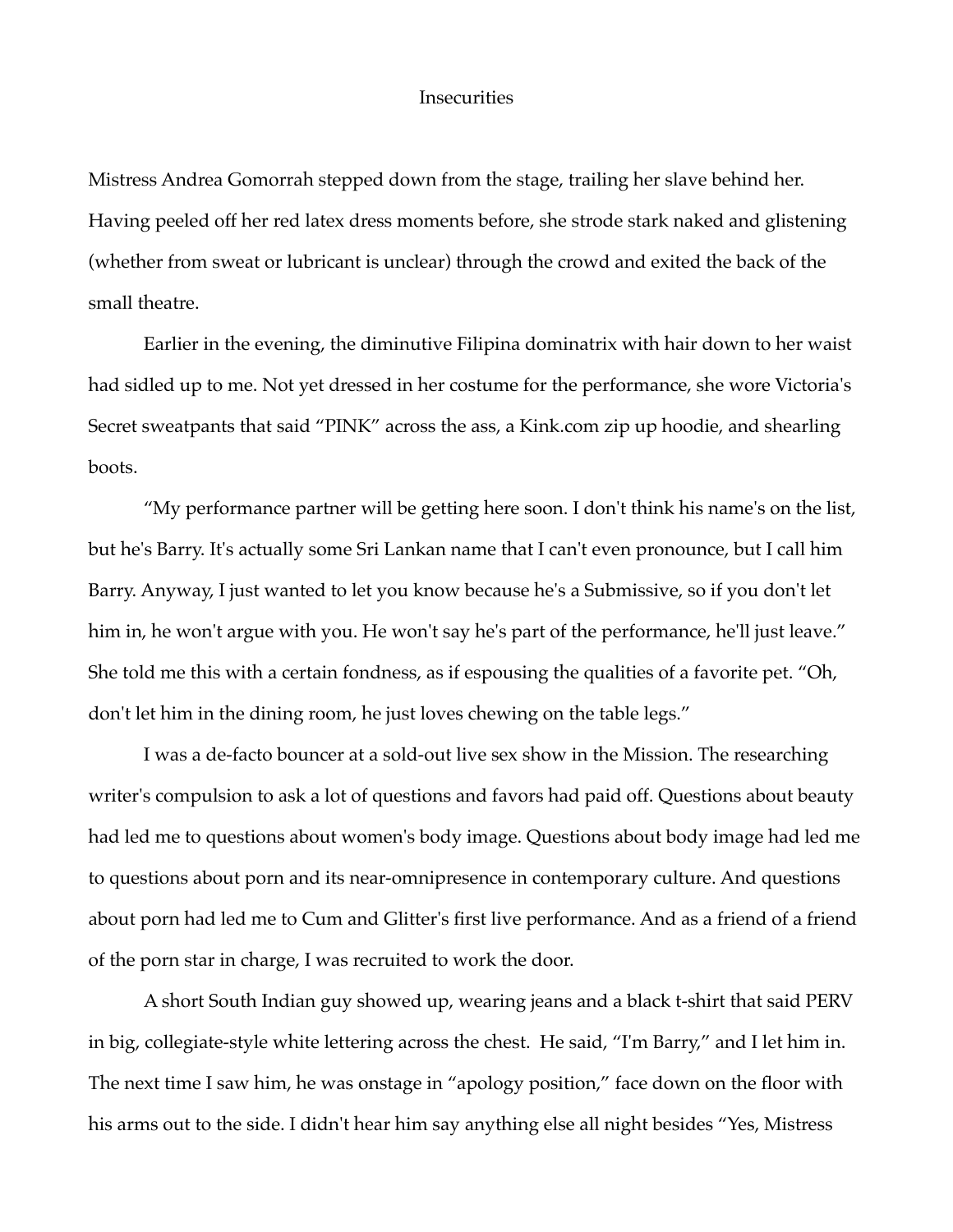# Insecurities

Mistress Andrea Gomorrah stepped down from the stage, trailing her slave behind her. Having peeled off her red latex dress moments before, she strode stark naked and glistening (whether from sweat or lubricant is unclear) through the crowd and exited the back of the small theatre.

Earlier in the evening, the diminutive Filipina dominatrix with hair down to her waist had sidled up to me. Not yet dressed in her costume for the performance, she wore Victoria's Secret sweatpants that said "PINK" across the ass, a Kink.com zip up hoodie, and shearling boots.

"My performance partner will be getting here soon. I don't think his name's on the list, but he's Barry. It's actually some Sri Lankan name that I can't even pronounce, but I call him Barry. Anyway, I just wanted to let you know because he's a Submissive, so if you don't let him in, he won't argue with you. He won't say he's part of the performance, he'll just leave." She told me this with a certain fondness, as if espousing the qualities of a favorite pet. "Oh, don't let him in the dining room, he just loves chewing on the table legs."

I was a de-facto bouncer at a sold-out live sex show in the Mission. The researching writer's compulsion to ask a lot of questions and favors had paid off. Questions about beauty had led me to questions about women's body image. Questions about body image had led me to questions about porn and its near-omnipresence in contemporary culture. And questions about porn had led me to Cum and Glitter's first live performance. And as a friend of a friend of the porn star in charge, I was recruited to work the door.

A short South Indian guy showed up, wearing jeans and a black t-shirt that said PERV in big, collegiate-style white lettering across the chest. He said, "I'm Barry," and I let him in. The next time I saw him, he was onstage in "apology position," face down on the floor with his arms out to the side. I didn't hear him say anything else all night besides "Yes, Mistress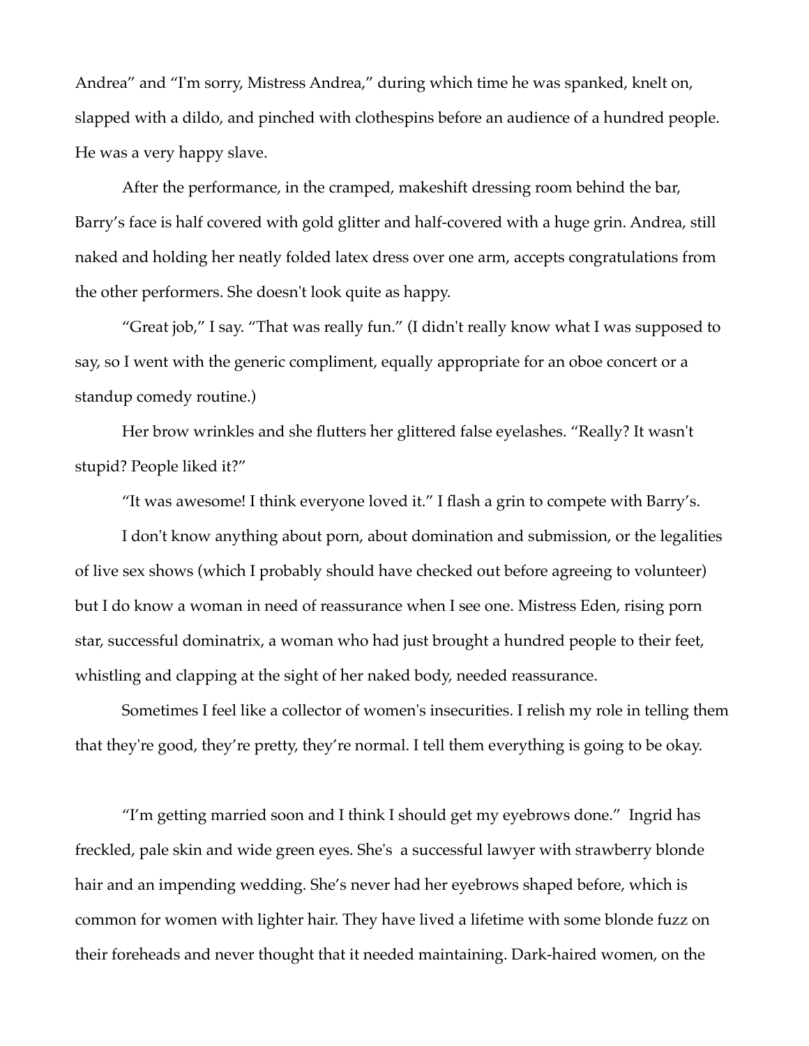Andrea" and "I'm sorry, Mistress Andrea," during which time he was spanked, knelt on, slapped with a dildo, and pinched with clothespins before an audience of a hundred people. He was a very happy slave.

After the performance, in the cramped, makeshift dressing room behind the bar, Barry's face is half covered with gold glitter and half-covered with a huge grin. Andrea, still naked and holding her neatly folded latex dress over one arm, accepts congratulations from the other performers. She doesn't look quite as happy.

"Great job," I say. "That was really fun." (I didn't really know what I was supposed to say, so I went with the generic compliment, equally appropriate for an oboe concert or a standup comedy routine.)

Her brow wrinkles and she flutters her glittered false eyelashes. "Really? It wasn't stupid? People liked it?"

"It was awesome! I think everyone loved it." I flash a grin to compete with Barry's.

I don't know anything about porn, about domination and submission, or the legalities of live sex shows (which I probably should have checked out before agreeing to volunteer) but I do know a woman in need of reassurance when I see one. Mistress Eden, rising porn star, successful dominatrix, a woman who had just brought a hundred people to their feet, whistling and clapping at the sight of her naked body, needed reassurance.

Sometimes I feel like a collector of women's insecurities. I relish my role in telling them that they're good, they're pretty, they're normal. I tell them everything is going to be okay.

"I'm getting married soon and I think I should get my eyebrows done." Ingrid has freckled, pale skin and wide green eyes. She's a successful lawyer with strawberry blonde hair and an impending wedding. She's never had her eyebrows shaped before, which is common for women with lighter hair. They have lived a lifetime with some blonde fuzz on their foreheads and never thought that it needed maintaining. Dark-haired women, on the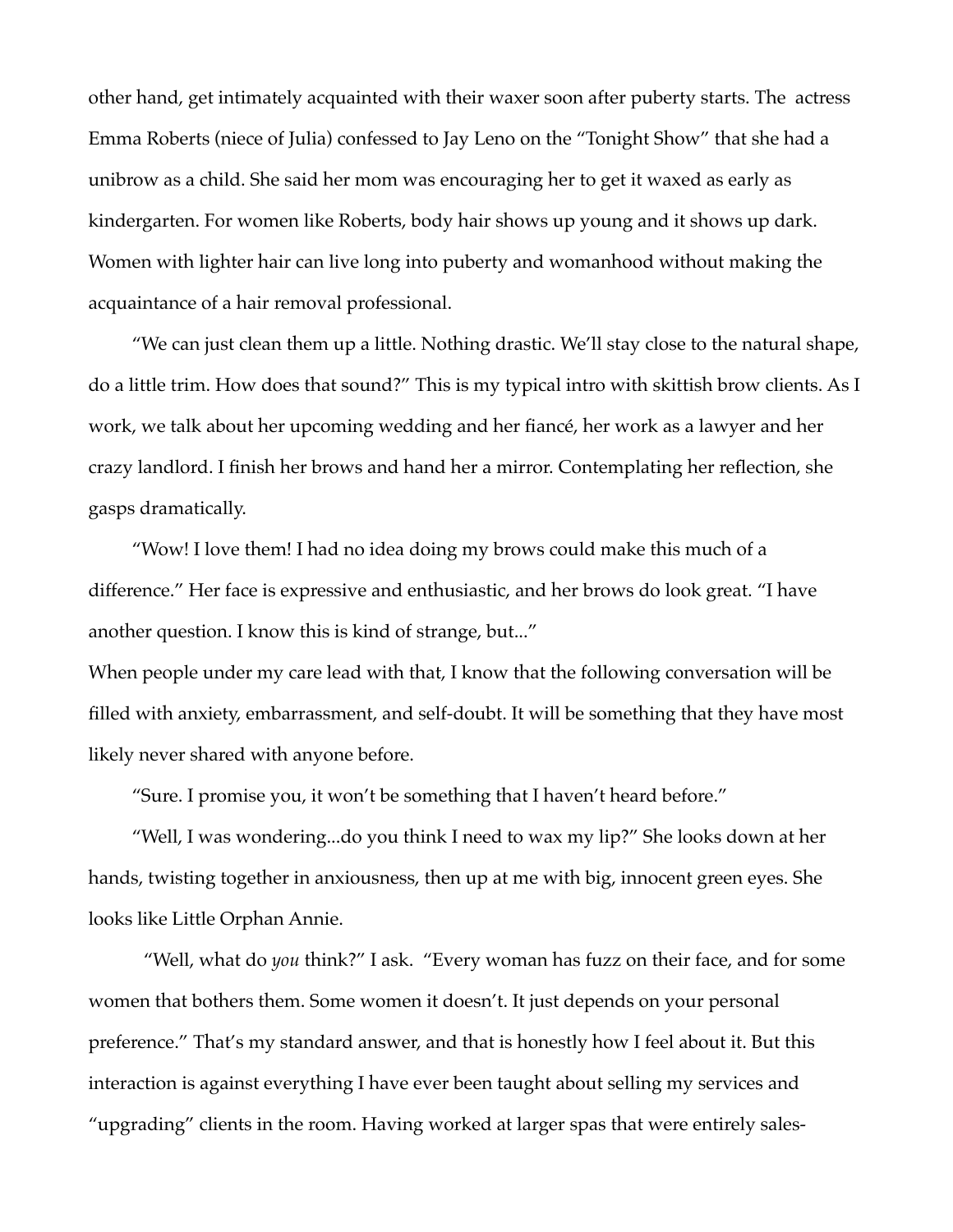other hand, get intimately acquainted with their waxer soon after puberty starts. The actress Emma Roberts (niece of Julia) confessed to Jay Leno on the "Tonight Show" that she had a unibrow as a child. She said her mom was encouraging her to get it waxed as early as kindergarten. For women like Roberts, body hair shows up young and it shows up dark. Women with lighter hair can live long into puberty and womanhood without making the acquaintance of a hair removal professional.

"We can just clean them up a little. Nothing drastic. We'll stay close to the natural shape, do a little trim. How does that sound?" This is my typical intro with skittish brow clients. As I work, we talk about her upcoming wedding and her fiancé, her work as a lawyer and her crazy landlord. I finish her brows and hand her a mirror. Contemplating her reflection, she gasps dramatically.

"Wow! I love them! I had no idea doing my brows could make this much of a difference." Her face is expressive and enthusiastic, and her brows do look great. "I have another question. I know this is kind of strange, but..."

When people under my care lead with that, I know that the following conversation will be filled with anxiety, embarrassment, and self-doubt. It will be something that they have most likely never shared with anyone before.

"Sure. I promise you, it won't be something that I haven't heard before."

"Well, I was wondering...do you think I need to wax my lip?" She looks down at her hands, twisting together in anxiousness, then up at me with big, innocent green eyes. She looks like Little Orphan Annie.

"Well, what do *you* think?" I ask. "Every woman has fuzz on their face, and for some women that bothers them. Some women it doesn't. It just depends on your personal preference." That's my standard answer, and that is honestly how I feel about it. But this interaction is against everything I have ever been taught about selling my services and "upgrading" clients in the room. Having worked at larger spas that were entirely sales-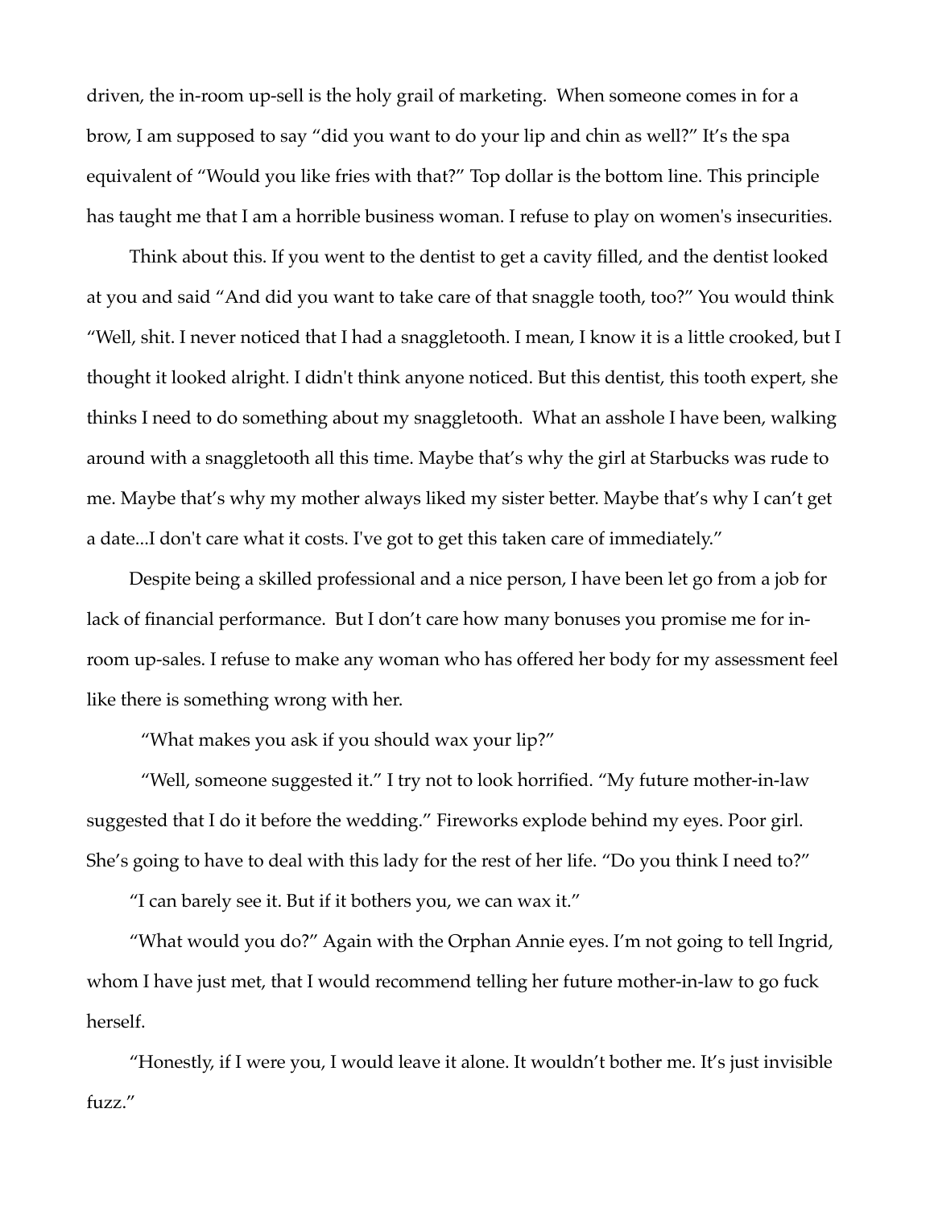driven, the in-room up-sell is the holy grail of marketing. When someone comes in for a brow, I am supposed to say "did you want to do your lip and chin as well?" It's the spa equivalent of "Would you like fries with that?" Top dollar is the bottom line. This principle has taught me that I am a horrible business woman. I refuse to play on women's insecurities.

Think about this. If you went to the dentist to get a cavity filled, and the dentist looked at you and said "And did you want to take care of that snaggle tooth, too?" You would think "Well, shit. I never noticed that I had a snaggletooth. I mean, I know it is a little crooked, but I thought it looked alright. I didn't think anyone noticed. But this dentist, this tooth expert, she thinks I need to do something about my snaggletooth. What an asshole I have been, walking around with a snaggletooth all this time. Maybe that's why the girl at Starbucks was rude to me. Maybe that's why my mother always liked my sister better. Maybe that's why I can't get a date...I don't care what it costs. I've got to get this taken care of immediately."

Despite being a skilled professional and a nice person, I have been let go from a job for lack of financial performance. But I don't care how many bonuses you promise me for in-room up-sales. I refuse to make any woman who has offered her body for my assessment feel like there is something wrong with her.

"What makes you ask if you should wax your lip?"

"Well, someone suggested it." I try not to look horrified. "My future mother-in-law suggested that I do it before the wedding." Fireworks explode behind my eyes. Poor girl. She's going to have to deal with this lady for the rest of her life. "Do you think I need to?"

"I can barely see it. But if it bothers you, we can wax it."

"What would you do?" Again with the Orphan Annie eyes. I'm not going to tell Ingrid, whom I have just met, that I would recommend telling her future mother-in-law to go fuck herself.

"Honestly, if I were you, I would leave it alone. It wouldn't bother me. It's just invisible fuzz."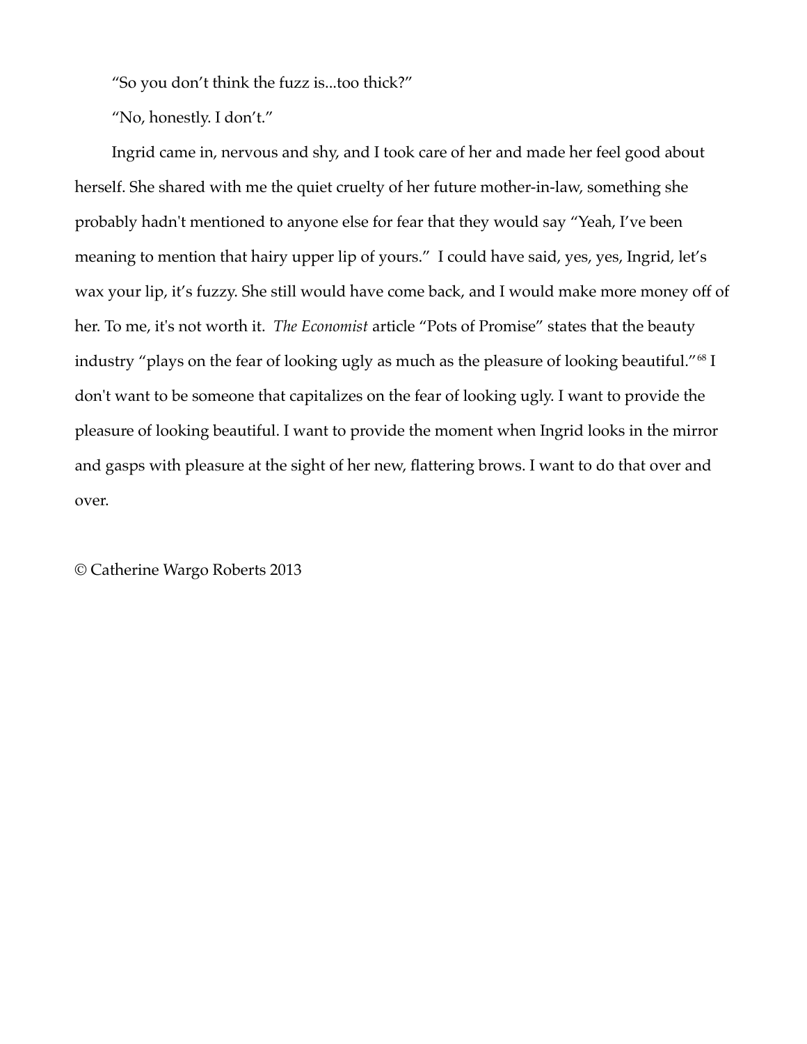"So you don't think the fuzz is...too thick?"

"No, honestly. I don't."

Ingrid came in, nervous and shy, and I took care of her and made her feel good about herself. She shared with me the quiet cruelty of her future mother-in-law, something she probably hadn't mentioned to anyone else for fear that they would say "Yeah, I've been meaning to mention that hairy upper lip of yours." I could have said, yes, yes, Ingrid, let's wax your lip, it's fuzzy. She still would have come back, and I would make more money off of her. To me, it's not worth it. *The Economist* article "Pots of Promise" states that the beauty industry "plays on the fear of looking ugly as much as the pleasure of looking beautiful."[68] I don't want to be someone that capitalizes on the fear of looking ugly. I want to provide the pleasure of looking beautiful. I want to provide the moment when Ingrid looks in the mirror and gasps with pleasure at the sight of her new, flattering brows. I want to do that over and over.

© Catherine Wargo Roberts 2013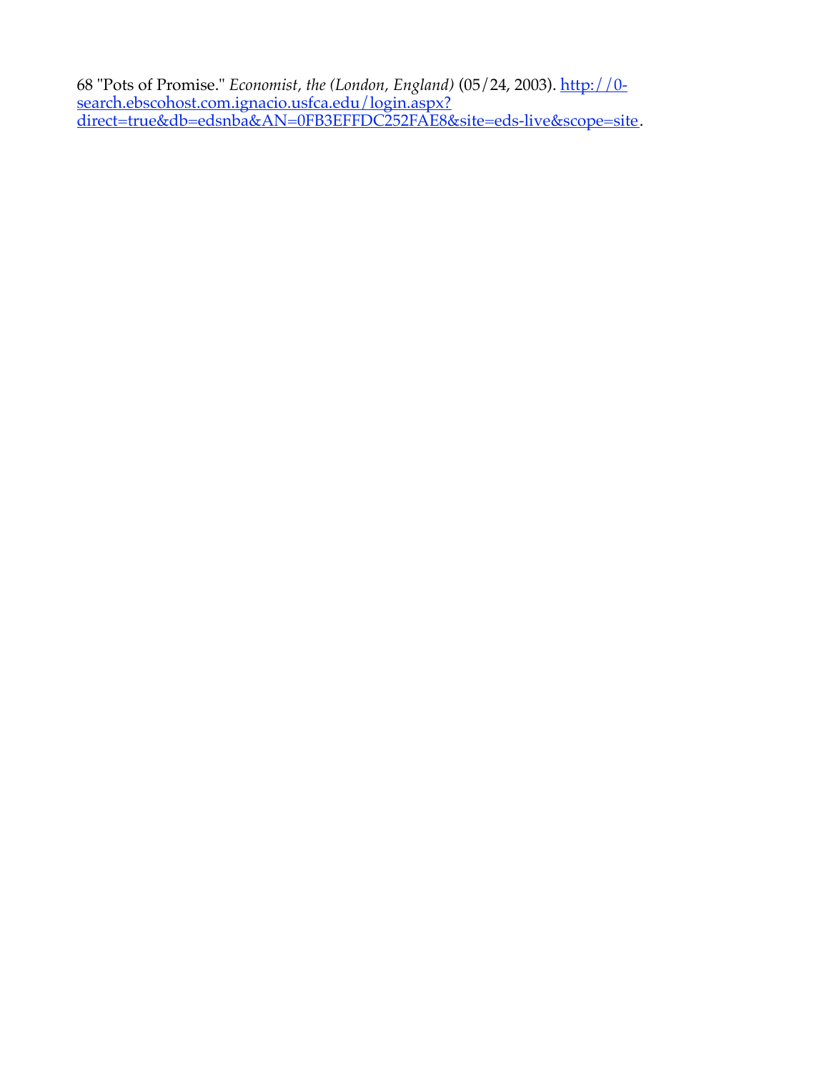68 "Pots of Promise." *Economist, the (London, England)* (05/24, 2003). [http://0-search.ebscohost.com.ignacio.usfca.edu/login.aspx?direct=true&db=edsnba&AN=0FB3EFFDC252FAE8&site=eds-live&scope=site](http://0-search.ebscohost.com.ignacio.usfca.edu/login.aspx?direct=true&db=edsnba&AN=0FB3EFFDC252FAE8&site=eds-live&scope=site).